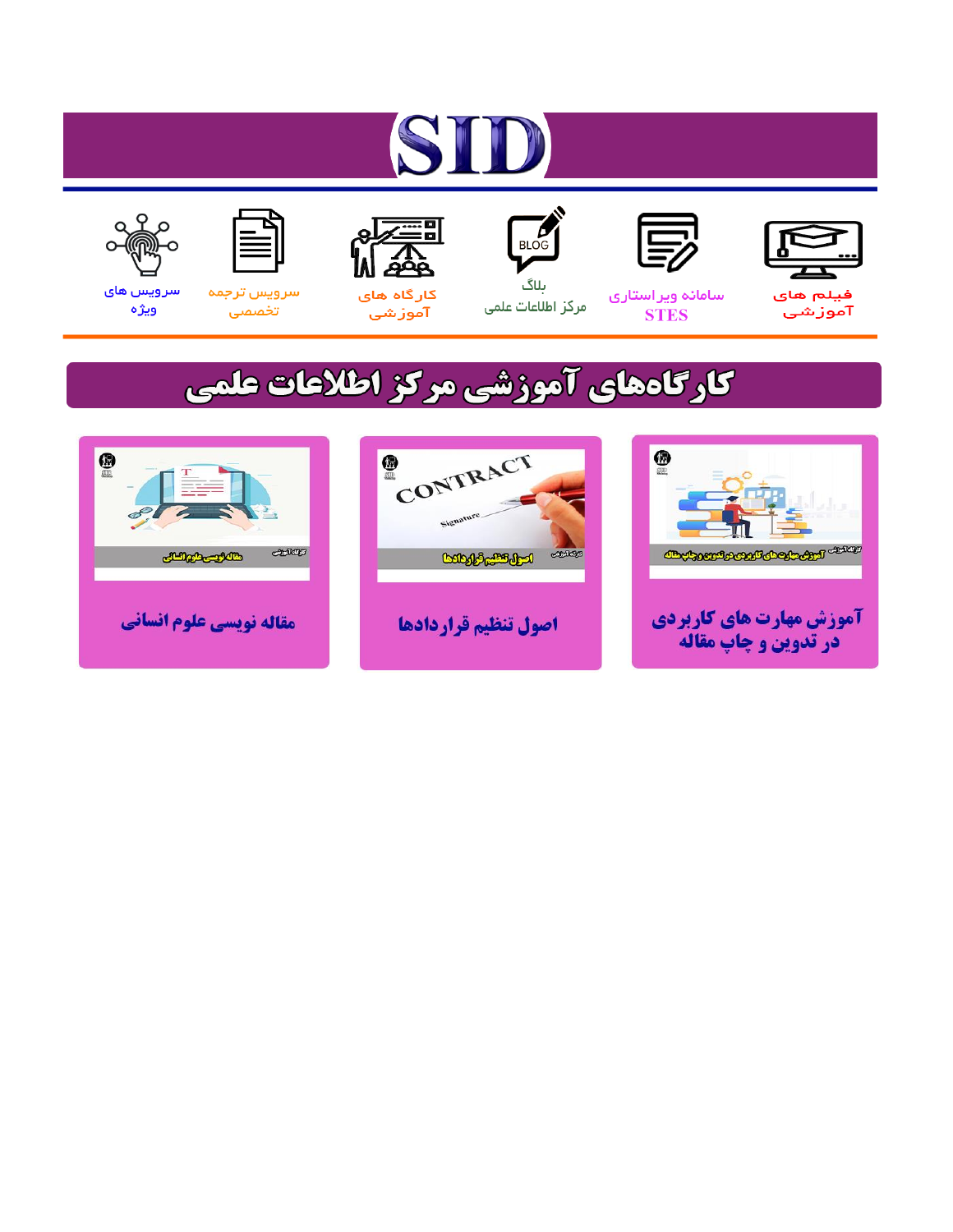# SID

فیلم های آموزشی

سامانه ویراستاری STES

بلاگ مرکز اطلاعات علمی

کارگاه های آموزشی

سرویس ترجمه تخصصی

سرویس های ویژه

## کارگاه‌های آموزشی مرکز اطلاعات علمی

آموزش مهارت های کاربردی در تدوین و چاپ مقاله

اصول تنظیم قراردادها

مقاله نویسی علوم انسانی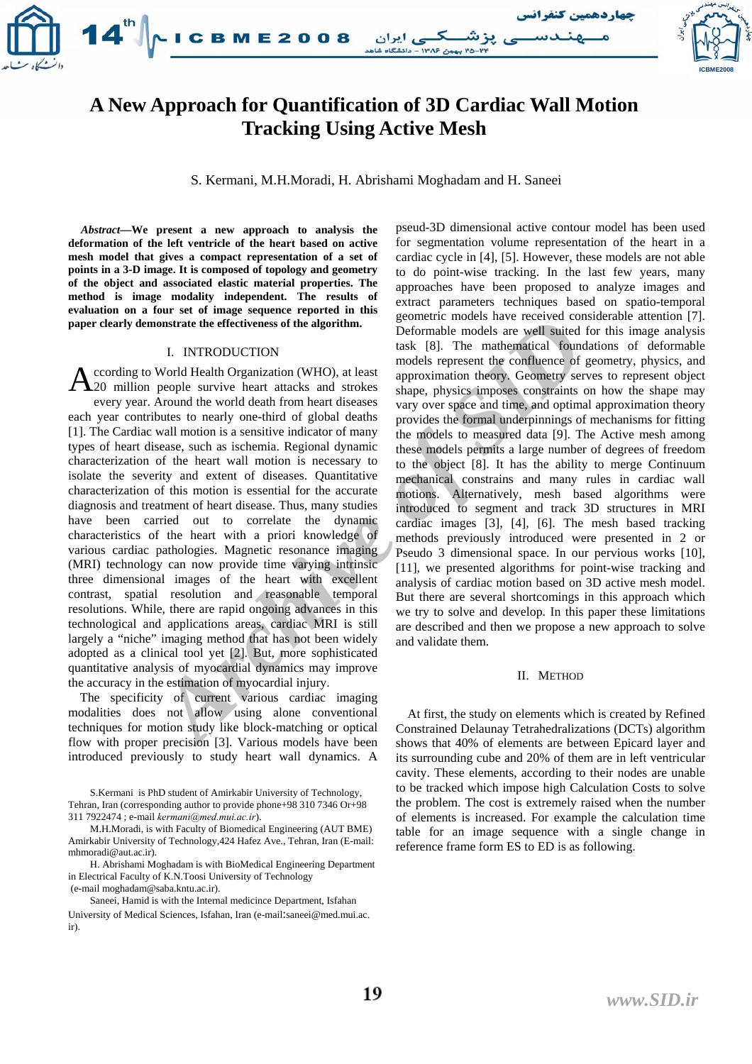# A New Approach for Quantification of 3D Cardiac Wall Motion Tracking Using Active Mesh

S. Kermani, M.H.Moradi, H. Abrishami Moghadam and H. Saneei

***Abstract*—We present a new approach to analysis the deformation of the left ventricle of the heart based on active mesh model that gives a compact representation of a set of points in a 3-D image. It is composed of topology and geometry of the object and associated elastic material properties. The method is image modality independent. The results of evaluation on a four set of image sequence reported in this paper clearly demonstrate the effectiveness of the algorithm.**

## I. INTRODUCTION

According to World Health Organization (WHO), at least 20 million people survive heart attacks and strokes every year. Around the world death from heart diseases each year contributes to nearly one-third of global deaths [1]. The Cardiac wall motion is a sensitive indicator of many types of heart disease, such as ischemia. Regional dynamic characterization of the heart wall motion is necessary to isolate the severity and extent of diseases. Quantitative characterization of this motion is essential for the accurate diagnosis and treatment of heart disease. Thus, many studies have been carried out to correlate the dynamic characteristics of the heart with a priori knowledge of various cardiac pathologies. Magnetic resonance imaging (MRI) technology can now provide time varying intrinsic three dimensional images of the heart with excellent contrast, spatial resolution and reasonable temporal resolutions. While, there are rapid ongoing advances in this technological and applications areas, cardiac MRI is still largely a "niche" imaging method that has not been widely adopted as a clinical tool yet [2]. But, more sophisticated quantitative analysis of myocardial dynamics may improve the accuracy in the estimation of myocardial injury.

The specificity of current various cardiac imaging modalities does not allow using alone conventional techniques for motion study like block-matching or optical flow with proper precision [3]. Various models have been introduced previously to study heart wall dynamics. A pseud-3D dimensional active contour model has been used for segmentation of volume representation of the heart in a cardiac cycle in [4], [5]. However, these models are not able to do point-wise tracking. In the last few years, many approaches have been proposed to analyze images and extract parameters techniques based on spatio-temporal geometric models have received considerable attention [7]. Deformable models are well suited for this image analysis task [8]. The mathematical foundations of deformable models represent the confluence of geometry, physics, and approximation theory. Geometry serves to represent object shape, physics imposes constraints on how the shape may vary over space and time, and optimal approximation theory provides the formal underpinnings of mechanisms for fitting the models to measured data [9]. The Active mesh among these models permits a large number of degrees of freedom to the object [8]. It has the ability to merge Continuum mechanical constrains and many rules in cardiac wall motions. Alternatively, mesh based algorithms were introduced to segment and track 3D structures in MRI cardiac images [3], [4], [6]. The mesh based tracking methods previously introduced were presented in 2 or Pseudo 3 dimensional space. In our pervious works [10], [11], we presented algorithms for point-wise tracking and analysis of cardiac motion based on 3D active mesh model. But there are several shortcomings in this approach which we try to solve and develop. In this paper these limitations are described and then we propose a new approach to solve and validate them.

## II. METHOD

At first, the study on elements which is created by Refined Constrained Delaunay Tetrahedralizations (DCTs) algorithm shows that 40% of elements are between Epicard layer and its surrounding cube and 20% of them are in left ventricular cavity. These elements, according to their nodes are unable to be tracked which impose high Calculation Costs to solve the problem. The cost is extremely raised when the number of elements is increased. For example the calculation time table for an image sequence with a single change in reference frame form ES to ED is as following.

---

S.Kermani is PhD student of Amirkabir University of Technology, Tehran, Iran (corresponding author to provide phone+98 310 7346 Or+98 311 7922474 ; e-mail *kermani@med.mui.ac.ir*).

M.H.Moradi, is with Faculty of Biomedical Engineering (AUT BME) Amirkabir University of Technology,424 Hafez Ave., Tehran, Iran (E-mail: mhmoradi@aut.ac.ir).

H. Abrishami Moghadam is with BioMedical Engineering Department in Electrical Faculty of K.N.Toosi University of Technology (e-mail moghadam@saba.kntu.ac.ir).

Saneei, Hamid is with the Internal medicince Department, Isfahan University of Medical Sciences, Isfahan, Iran (e-mail:saneei@med.mui.ac.ir).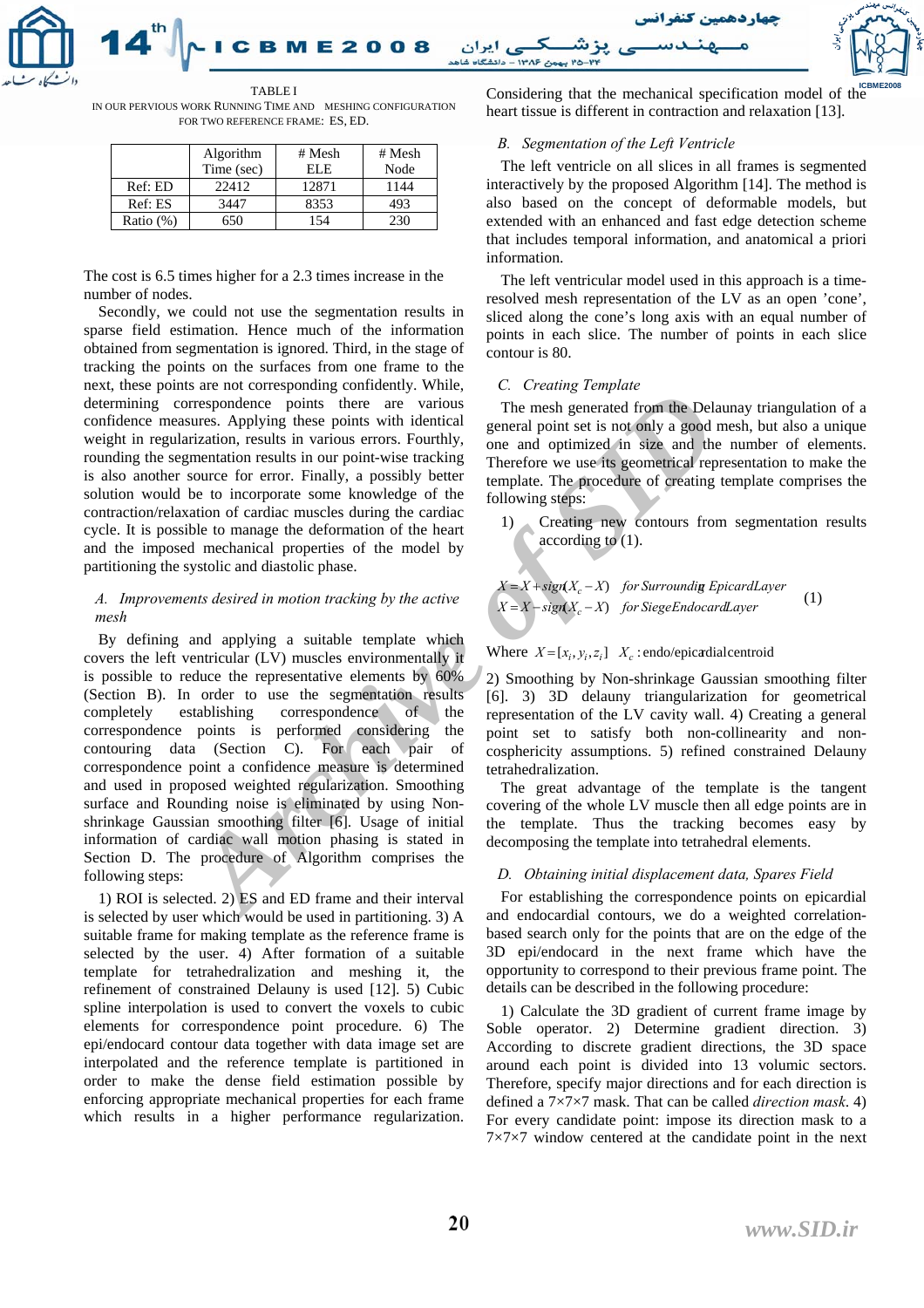TABLE I

IN OUR PERVIOUS WORK RUNNING TIME AND MESHING CONFIGURATION FOR TWO REFERENCE FRAME: ES, ED.

| | Algorithm Time (sec) | # Mesh ELE | # Mesh Node |
|---|---|---|---|
| Ref: ED | 22412 | 12871 | 1144 |
| Ref: ES | 3447 | 8353 | 493 |
| Ratio (%) | 650 | 154 | 230 |

The cost is 6.5 times higher for a 2.3 times increase in the number of nodes.

Secondly, we could not use the segmentation results in sparse field estimation. Hence much of the information obtained from segmentation is ignored. Third, in the stage of tracking the points on the surfaces from one frame to the next, these points are not corresponding confidently. While, determining correspondence points there are various confidence measures. Applying these points with identical weight in regularization, results in various errors. Fourthly, rounding the segmentation results in our point-wise tracking is also another source for error. Finally, a possibly better solution would be to incorporate some knowledge of the contraction/relaxation of cardiac muscles during the cardiac cycle. It is possible to manage the deformation of the heart and the imposed mechanical properties of the model by partitioning the systolic and diastolic phase.

### *A. Improvements desired in motion tracking by the active mesh*

By defining and applying a suitable template which covers the left ventricular (LV) muscles environmentally it is possible to reduce the representative elements by 60% (Section B). In order to use the segmentation results completely establishing correspondence of the correspondence points is performed considering the contouring data (Section C). For each pair of correspondence point a confidence measure is determined and used in proposed weighted regularization. Smoothing surface and Rounding noise is eliminated by using Non-shrinkage Gaussian smoothing filter [6]. Usage of initial information of cardiac wall motion phasing is stated in Section D. The procedure of Algorithm comprises the following steps:

1) ROI is selected. 2) ES and ED frame and their interval is selected by user which would be used in partitioning. 3) A suitable frame for making template as the reference frame is selected by the user. 4) After formation of a suitable template for tetrahedralization and meshing it, the refinement of constrained Delaunay is used [12]. 5) Cubic spline interpolation is used to convert the voxels to cubic elements for correspondence point procedure. 6) The epi/endocard contour data together with data image set are interpolated and the reference template is partitioned in order to make the dense field estimation possible by enforcing appropriate mechanical properties for each frame which results in a higher performance regularization. Considering that the mechanical specification model of the heart tissue is different in contraction and relaxation [13].

### *B. Segmentation of the Left Ventricle*

The left ventricle on all slices in all frames is segmented interactively by the proposed Algorithm [14]. The method is also based on the concept of deformable models, but extended with an enhanced and fast edge detection scheme that includes temporal information, and anatomical a priori information.

The left ventricular model used in this approach is a time-resolved mesh representation of the LV as an open 'cone', sliced along the cone's long axis with an equal number of points in each slice. The number of points in each slice contour is 80.

### *C. Creating Template*

The mesh generated from the Delaunay triangulation of a general point set is not only a good mesh, but also a unique one and optimized in size and the number of elements. Therefore we use its geometrical representation to make the template. The procedure of creating template comprises the following steps:

1) Creating new contours from segmentation results according to (1).

$$\begin{aligned} X &= X + sign(X_c - X) \quad \text{for Surrounding Epicard Layer} \\ X &= X - sign(X_c - X) \quad \text{for Siege Endocard Layer} \end{aligned} \tag{1}$$

Where $X = [x_i, y_i, z_i]$ $X_c$ : endo/epicardial centroid

2) Smoothing by Non-shrinkage Gaussian smoothing filter [6]. 3) 3D delauny triangularization for geometrical representation of the LV cavity wall. 4) Creating a general point set to satisfy both non-collinearity and non-cosphericity assumptions. 5) refined constrained Delaunay tetrahedralization.

The great advantage of the template is the tangent covering of the whole LV muscle then all edge points are in the template. Thus the tracking becomes easy by decomposing the template into tetrahedral elements.

### *D. Obtaining initial displacement data, Spares Field*

For establishing the correspondence points on epicardial and endocardial contours, we do a weighted correlation-based search only for the points that are on the edge of the 3D epi/endocard in the next frame which have the opportunity to correspond to their previous frame point. The details can be described in the following procedure:

1) Calculate the 3D gradient of current frame image by Soble operator. 2) Determine gradient direction. 3) According to discrete gradient directions, the 3D space around each point is divided into 13 volumic sectors. Therefore, specify major directions and for each direction is defined a 7×7×7 mask. That can be called *direction mask*. 4) For every candidate point: impose its direction mask to a 7×7×7 window centered at the candidate point in the next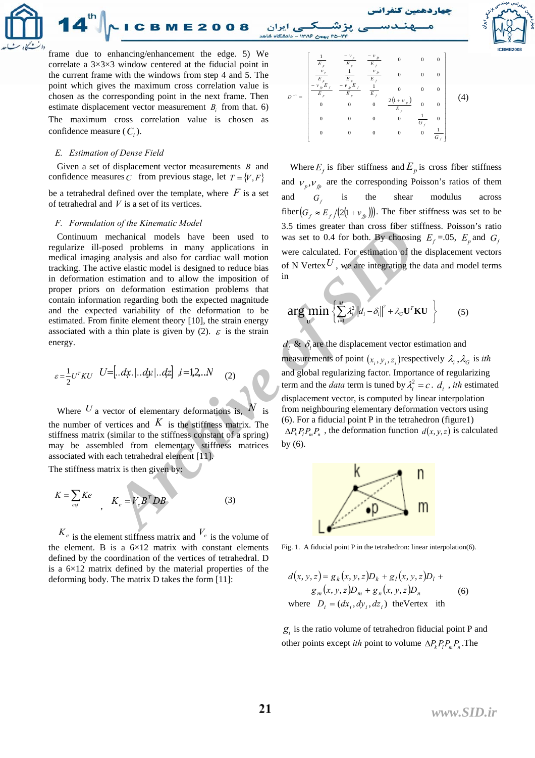frame due to enhancing/enhancement the edge. 5) We correlate a 3×3×3 window centered at the fiducial point in the current frame with the windows from step 4 and 5. The point which gives the maximum cross correlation value is chosen as the corresponding point in the next frame. Then estimate displacement vector measurement $B_i$ from that. 6) The maximum cross correlation value is chosen as confidence measure ($C_i$).

*E. Estimation of Dense Field*

Given a set of displacement vector measurements $B$ and confidence measures $C$ from previous stage, let $T = \{V, F\}$ be a tetrahedral defined over the template, where $F$ is a set of tetrahedral and $V$ is a set of its vertices.

*F. Formulation of the Kinematic Model*

Continuum mechanical models have been used to regularize ill-posed problems in many applications in medical imaging analysis and also for cardiac wall motion tracking. The active elastic model is designed to reduce bias in deformation estimation and to allow the imposition of proper priors on deformation estimation problems that contain information regarding both the expected magnitude and the expected variability of the deformation to be estimated. From finite element theory [10], the strain energy associated with a thin plate is given by (2). $\varepsilon$ is the strain energy.

$$\varepsilon = \frac{1}{2}U^T K U \quad U = [..dx_i|..dy_i|..dz_i] \; i = 1,2,...N \qquad (2)$$

Where $U$ a vector of elementary deformations is, $N$ is the number of vertices and $K$ is the stiffness matrix. The stiffness matrix (similar to the stiffness constant of a spring) may be assembled from elementary stiffness matrices associated with each tetrahedral element [11].

The stiffness matrix is then given by:

$$K = \sum_{e \in f} Ke \quad , \quad K_e = V_e B^T DB \qquad (3)$$

$K_e$ is the element stiffness matrix and $V_e$ is the volume of the element. B is a 6×12 matrix with constant elements defined by the coordination of the vertices of tetrahedral. D is a 6×12 matrix defined by the material properties of the deforming body. The matrix D takes the form [11]:

$$D^{-1} = \begin{bmatrix} \frac{1}{E_p} & \frac{-v_p}{E_p} & \frac{-v_{fp}}{E_f} & 0 & 0 & 0 \\ \frac{-v_p}{E_p} & \frac{1}{E_p} & \frac{-v_{fp}}{E_f} & 0 & 0 & 0 \\ \frac{-v_{fp}E_f}{E_p} & \frac{-v_{fp}E_f}{E_p} & \frac{1}{E_f} & 0 & 0 & 0 \\ 0 & 0 & 0 & \frac{2(1+v_p)}{E_p} & 0 & 0 \\ 0 & 0 & 0 & 0 & \frac{1}{G_f} & 0 \\ 0 & 0 & 0 & 0 & 0 & \frac{1}{G_f} \end{bmatrix} \qquad (4)$$

Where $E_f$ is fiber stiffness and $E_p$ is cross fiber stiffness and $v_p, v_{fp}$ are the corresponding Poisson's ratios of them and $G_f$ is the shear modulus across fiber $\left(G_f \approx E_f / (2(1+v_{fp}))\right)$. The fiber stiffness was set to be 3.5 times greater than cross fiber stiffness. Poisson's ratio was set to 0.4 for both. By choosing $E_f$ =.05, $E_p$ and $G_f$ were calculated. For estimation of the displacement vectors of N Vertex $U$, we are integrating the data and model terms in

$$\arg\min_{\mathbf{U}} \left\{ \sum_{i=1}^{M} \lambda_i^2 \|d_i - \delta_i\|^2 + \lambda_G \mathbf{U}^T \mathbf{K} \mathbf{U} \right\} \qquad (5)$$

$d_i$ & $\delta_i$ are the displacement vector estimation and measurements of point $(x_i, y_i, z_i)$ respectively $\lambda_i, \lambda_G$ is *ith* and global regularizing factor. Importance of regularizing term and the *data* term is tuned by $\lambda_i^2 = c$. $d_i$, *ith* estimated displacement vector, is computed by linear interpolation from neighbouring elementary deformation vectors using (6). For a fiducial point P in the tetrahedron (figure1) $\Delta P_k P_l P_m P_n$, the deformation function $d(x, y, z)$ is calculated by (6).

Fig. 1. A fiducial point P in the tetrahedron: linear interpolation(6).

$$d(x,y,z) = g_k(x,y,z)D_k + g_l(x,y,z)D_l + g_m(x,y,z)D_m + g_n(x,y,z)D_n \qquad (6)$$

where $D_i = (dx_i, dy_i, dz_i)$ theVertex ith

$g_i$ is the ratio volume of tetrahedron fiducial point P and other points except *ith* point to volume $\Delta P_k P_l P_m P_n$.The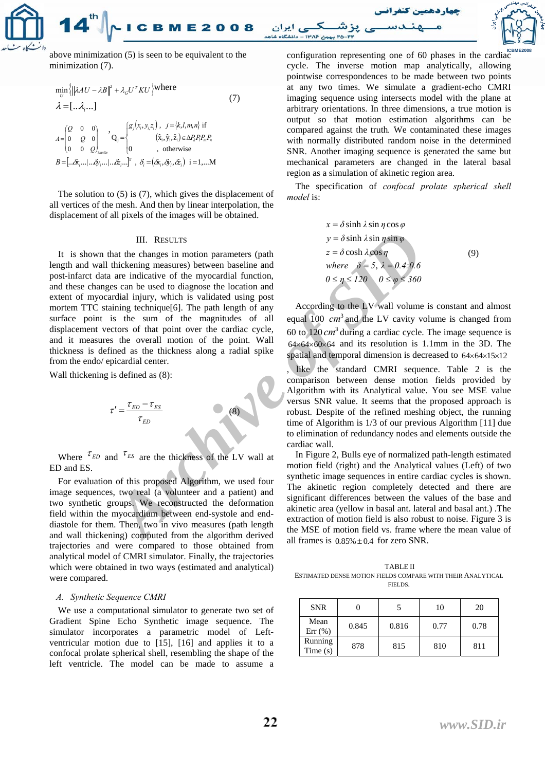above minimization (5) is seen to be equivalent to the minimization (7).

$$\min_{U}\left\{\left\|\lambda AU-\lambda B\right\|^{2}+\lambda_{G}U^{T}KU\right\}\text{where} \quad (7)$$
$$\lambda=[..\lambda_{i}...]$$

$$A=\begin{pmatrix} Q & 0 & 0 \\ 0 & Q & 0 \\ 0 & 0 & Q \end{pmatrix}_{3m\times 3n}, \quad Q_{ij}=\begin{cases} g_{j}(x_{i},y_{i},z_{i}), \ j=\{k,l,m,n\} \text{ if } (\hat{x}_{i},\hat{y}_{i},\hat{z}_{i})\in \Delta P_{k}P_{l}P_{m}P_{n} \\ 0 \quad \text{, otherwise} \end{cases}$$

$$B=[..\delta x_{i}...|...\delta y_{i}...|...\delta z_{i}...]^{T}, \ \delta_{i}=(\delta x_{i},\delta y_{i},\delta z_{i}) \ \ i=1,...M$$

The solution to (5) is (7), which gives the displacement of all vertices of the mesh. And then by linear interpolation, the displacement of all pixels of the images will be obtained.

## III. Results

It is shown that the changes in motion parameters (path length and wall thickening measures) between baseline and post-infarct data are indicative of the myocardial function, and these changes can be used to diagnose the location and extent of myocardial injury, which is validated using post mortem TTC staining technique[6]. The path length of any surface point is the sum of the magnitudes of all displacement vectors of that point over the cardiac cycle, and it measures the overall motion of the point. Wall thickness is defined as the thickness along a radial spike from the endo/ epicardial center.

Wall thickening is defined as (8):

$$\tau'=\frac{\tau_{ED}-\tau_{ES}}{\tau_{ED}} \quad (8)$$

Where $\tau_{ED}$ and $\tau_{ES}$ are the thickness of the LV wall at ED and ES.

For evaluation of this proposed Algorithm, we used four image sequences, two real (a volunteer and a patient) and two synthetic groups. We reconstructed the deformation field within the myocardium between end-systole and end-diastole for them. Then, two in vivo measures (path length and wall thickening) computed from the algorithm derived trajectories and were compared to those obtained from analytical model of CMRI simulator. Finally, the trajectories which were obtained in two ways (estimated and analytical) were compared.

### *A. Synthetic Sequence CMRI*

We use a computational simulator to generate two set of Gradient Spine Echo Synthetic image sequence. The simulator incorporates a parametric model of Left-ventricular motion due to [15], [16] and applies it to a confocal prolate spherical shell, resembling the shape of the left ventricle. The model can be made to assume a configuration representing one of 60 phases in the cardiac cycle. The inverse motion map analytically, allowing pointwise correspondences to be made between two points at any two times. We simulate a gradient-echo CMRI imaging sequence using intersects model with the plane at arbitrary orientations. In three dimensions, a true motion is output so that motion estimation algorithms can be compared against the truth. We contaminated these images with normally distributed random noise in the determined SNR. Another imaging sequence is generated the same but mechanical parameters are changed in the lateral basal region as a simulation of akinetic region area.

The specification of *confocal prolate spherical shell model* is:

$$\begin{aligned} &x=\delta\sinh\lambda\sin\eta\cos\varphi \\ &y=\delta\sinh\lambda\sin\eta\sin\varphi \\ &z=\delta\cosh\lambda\cos\eta \\ &\text{where}\quad \delta=5,\ \lambda=0.4:0.6 \\ &0\le\eta\le 120 \quad 0\le\varphi\le 360 \end{aligned} \quad (9)$$

According to the LV wall volume is constant and almost equal 100 $cm^{3}$ and the LV cavity volume is changed from 60 to 120 $cm^{3}$ during a cardiac cycle. The image sequence is $64\times64\times60\times64$ and its resolution is 1.1mm in the 3D. The spatial and temporal dimension is decreased to $64\times64\times15\times12$, like the standard CMRI sequence. Table 2 is the comparison between dense motion fields provided by Algorithm with its Analytical value. You see MSE value versus SNR value. It seems that the proposed approach is robust. Despite of the refined meshing object, the running time of Algorithm is 1/3 of our previous Algorithm [11] due to elimination of redundancy nodes and elements outside the cardiac wall.

In Figure 2, Bulls eye of normalized path-length estimated motion field (right) and the Analytical values (Left) of two synthetic image sequences in entire cardiac cycles is shown. The akinetic region completely detected and there are significant differences between the values of the base and akinetic area (yellow in basal ant. lateral and basal ant.) .The extraction of motion field is also robust to noise. Figure 3 is the MSE of motion field vs. frame where the mean value of all frames is $0.85\%\pm0.4$ for zero SNR.

TABLE II
ESTIMATED DENSE MOTION FIELDS COMPARE WITH THEIR ANALYTICAL FIELDS.

| SNR | 0 | 5 | 10 | 20 |
|---|---|---|---|---|
| Mean Err (%) | 0.845 | 0.816 | 0.77 | 0.78 |
| Running Time (s) | 878 | 815 | 810 | 811 |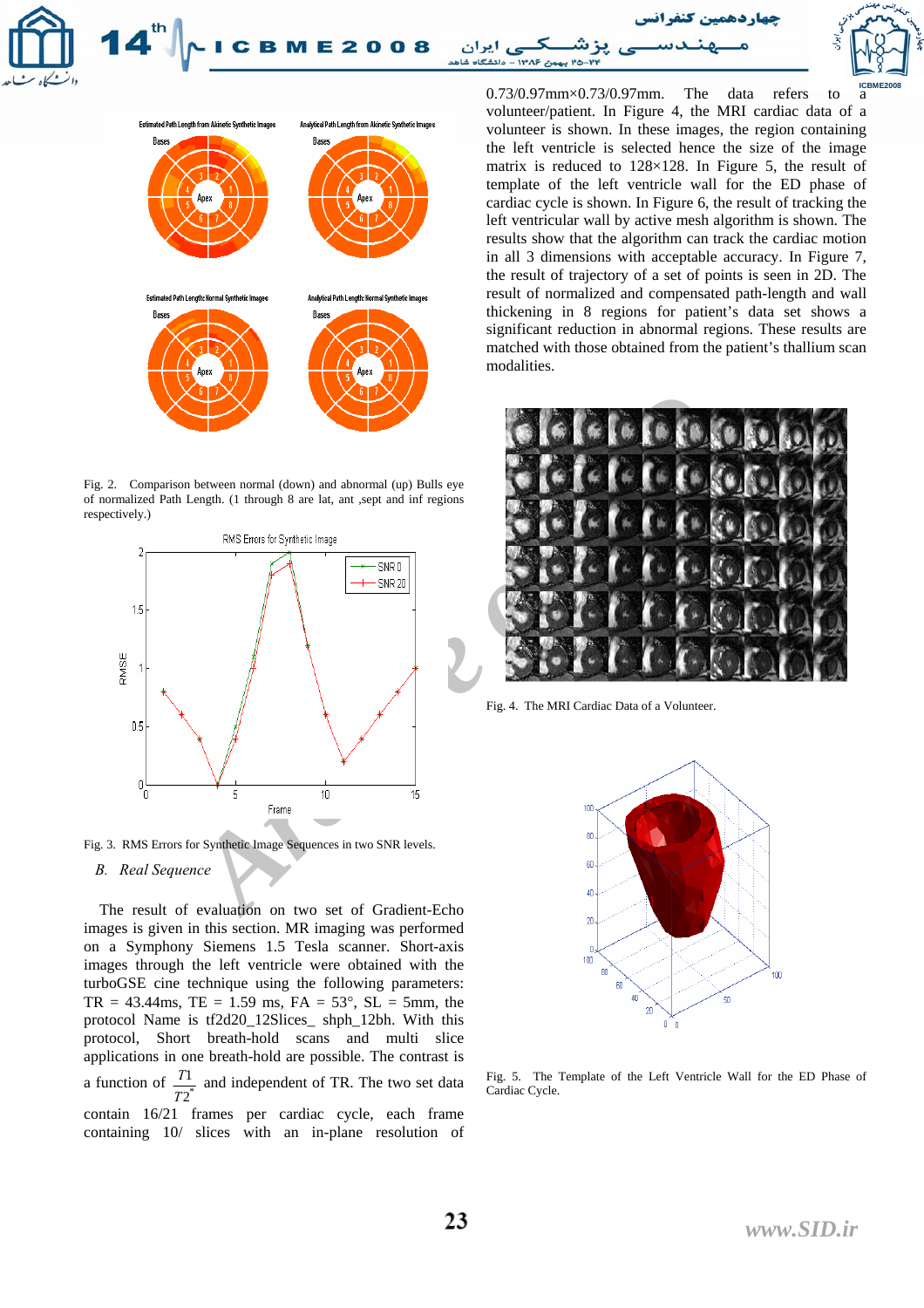Fig. 2. Comparison between normal (down) and abnormal (up) Bulls eye of normalized Path Length. (1 through 8 are lat, ant ,sept and inf regions respectively.)

Fig. 3. RMS Errors for Synthetic Image Sequences in two SNR levels.

### B. *Real Sequence*

The result of evaluation on two set of Gradient-Echo images is given in this section. MR imaging was performed on a Symphony Siemens 1.5 Tesla scanner. Short-axis images through the left ventricle were obtained with the turboGSE cine technique using the following parameters: TR = 43.44ms, TE = 1.59 ms, FA = 53°, SL = 5mm, the protocol Name is tf2d20_12Slices_ shph_12bh. With this protocol, Short breath-hold scans and multi slice applications in one breath-hold are possible. The contrast is a function of $\frac{T1}{T2^*}$ and independent of TR. The two set data contain 16/21 frames per cardiac cycle, each frame containing 10/ slices with an in-plane resolution of 0.73/0.97mm×0.73/0.97mm. The data refers to a volunteer/patient. In Figure 4, the MRI cardiac data of a volunteer is shown. In these images, the region containing the left ventricle is selected hence the size of the image matrix is reduced to 128×128. In Figure 5, the result of template of the left ventricle wall for the ED phase of cardiac cycle is shown. In Figure 6, the result of tracking the left ventricular wall by active mesh algorithm is shown. The results show that the algorithm can track the cardiac motion in all 3 dimensions with acceptable accuracy. In Figure 7, the result of trajectory of a set of points is seen in 2D. The result of normalized and compensated path-length and wall thickening in 8 regions for patient's data set shows a significant reduction in abnormal regions. These results are matched with those obtained from the patient's thallium scan modalities.

Fig. 4. The MRI Cardiac Data of a Volunteer.

Fig. 5. The Template of the Left Ventricle Wall for the ED Phase of Cardiac Cycle.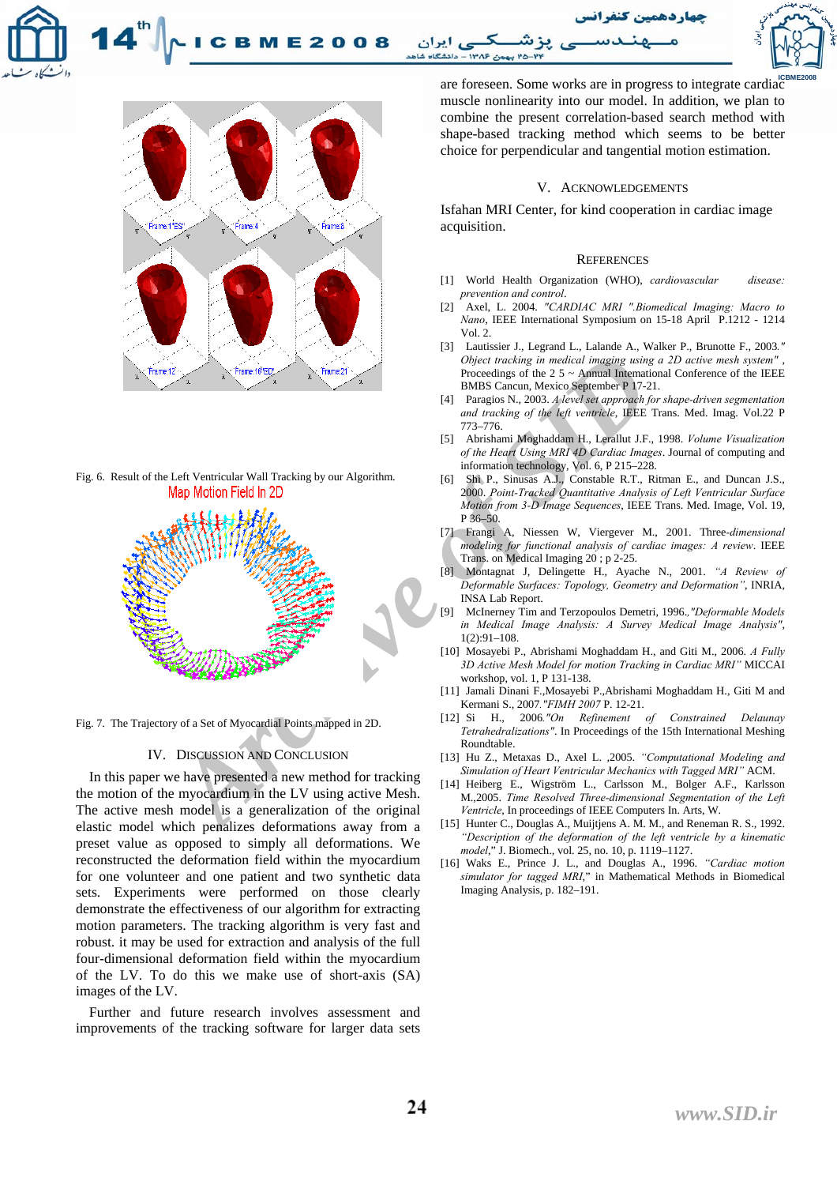Fig. 6. Result of the Left Ventricular Wall Tracking by our Algorithm.

Fig. 7. The Trajectory of a Set of Myocardial Points mapped in 2D.

## IV. Discussion and Conclusion

In this paper we have presented a new method for tracking the motion of the myocardium in the LV using active Mesh. The active mesh model is a generalization of the original elastic model which penalizes deformations away from a preset value as opposed to simply all deformations. We reconstructed the deformation field within the myocardium for one volunteer and one patient and two synthetic data sets. Experiments were performed on those clearly demonstrate the effectiveness of our algorithm for extracting motion parameters. The tracking algorithm is very fast and robust. it may be used for extraction and analysis of the full four-dimensional deformation field within the myocardium of the LV. To do this we make use of short-axis (SA) images of the LV.

Further and future research involves assessment and improvements of the tracking software for larger data sets are foreseeen. Some works are in progress to integrate cardiac muscle nonlinearity into our model. In addition, we plan to combine the present correlation-based search method with shape-based tracking method which seems to be better choice for perpendicular and tangential motion estimation.

## V. Acknowledgements

Isfahan MRI Center, for kind cooperation in cardiac image acquisition.

## References

[1] World Health Organization (WHO), *cardiovascular disease: prevention and control*.

[2] Axel, L. 2004. *"CARDIAC MRI ".Biomedical Imaging: Macro to Nano*, IEEE International Symposium on 15-18 April P.1212 - 1214 Vol. 2.

[3] Lautissier J., Legrand L., Lalande A., Walker P., Brunotte F., 2003*." Object tracking in medical imaging using a 2D active mesh system"* , Proceedings of the 2 5 ~ Annual International Conference of the IEEE BMBS Cancun, Mexico September P 17-21.

[4] Paragios N., 2003. *A level set approach for shape-driven segmentation and tracking of the left ventricle*, IEEE Trans. Med. Imag. Vol.22 P 773–776.

[5] Abrishami Moghaddam H., Lerallut J.F., 1998. *Volume Visualization of the Heart Using MRI 4D Cardiac Images*. Journal of computing and information technology, Vol. 6, P 215–228.

[6] Shi P., Sinusas A.J., Constable R.T., Ritman E., and Duncan J.S., 2000. *Point-Tracked Quantitative Analysis of Left Ventricular Surface Motion from 3-D Image Sequences*, IEEE Trans. Med. Image, Vol. 19, P 36–50.

[7] Frangi A, Niessen W, Viergever M., 2001. Three-*dimensional modeling for functional analysis of cardiac images: A review*. IEEE Trans. on Medical Imaging 20 ; p 2-25.

[8] Montagnat J, Delingette H., Ayache N., 2001. *"A Review of Deformable Surfaces: Topology, Geometry and Deformation"*, INRIA, INSA Lab Report.

[9] McInerney Tim and Terzopoulos Demetri, 1996.,*"Deformable Models in Medical Image Analysis: A Survey Medical Image Analysis"*, 1(2):91–108.

[10] Mosayebi P., Abrishami Moghaddam H., and Giti M., 2006. *A Fully 3D Active Mesh Model for motion Tracking in Cardiac MRI"* MICCAI workshop, vol. 1, P 131-138.

[11] Jamali Dinani F.,Mosayebi P.,Abrishami Moghaddam H., Giti M and Kermani S., 2007*."FIMH 2007* P. 12-21.

[12] Si H., 2006*."On Refinement of Constrained Delaunay Tetrahedralizations"*. In Proceedings of the 15th International Meshing Roundtable.

[13] Hu Z., Metaxas D., Axel L. ,2005. *"Computational Modeling and Simulation of Heart Ventricular Mechanics with Tagged MRI"* ACM.

[14] Heiberg E., Wigström L., Carlsson M., Bolger A.F., Karlsson M.,2005. *Time Resolved Three-dimensional Segmentation of the Left Ventricle*, In proceedings of IEEE Computers In. Arts, W.

[15] Hunter C., Douglas A., Muijtjens A. M. M., and Reneman R. S., 1992. *"Description of the deformation of the left ventricle by a kinematic model,"* J. Biomech., vol. 25, no. 10, p. 1119–1127.

[16] Waks E., Prince J. L., and Douglas A., 1996. *"Cardiac motion simulator for tagged MRI,"* in Mathematical Methods in Biomedical Imaging Analysis, p. 182–191.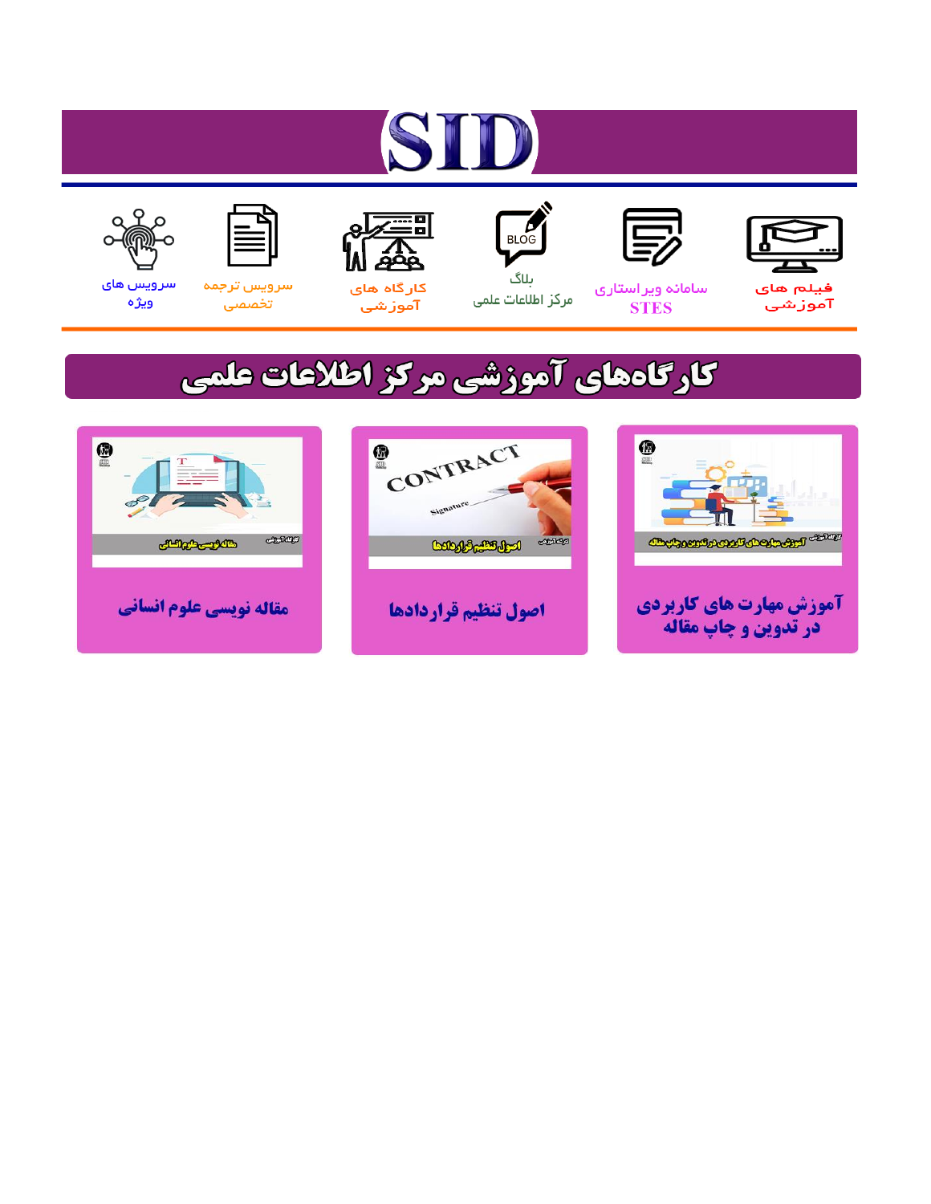# SID

فیلم های آموزشی

سامانه ویراستاری STES

بلاگ مرکز اطلاعات علمی

کارگاه های آموزشی

سرویس ترجمه تخصصی

سرویس های ویژه

## کارگاه‌های آموزشی مرکز اطلاعات علمی

آموزش مهارت های کاربردی در تدوین و چاپ مقاله

اصول تنظیم قراردادها

مقاله نویسی علوم انسانی